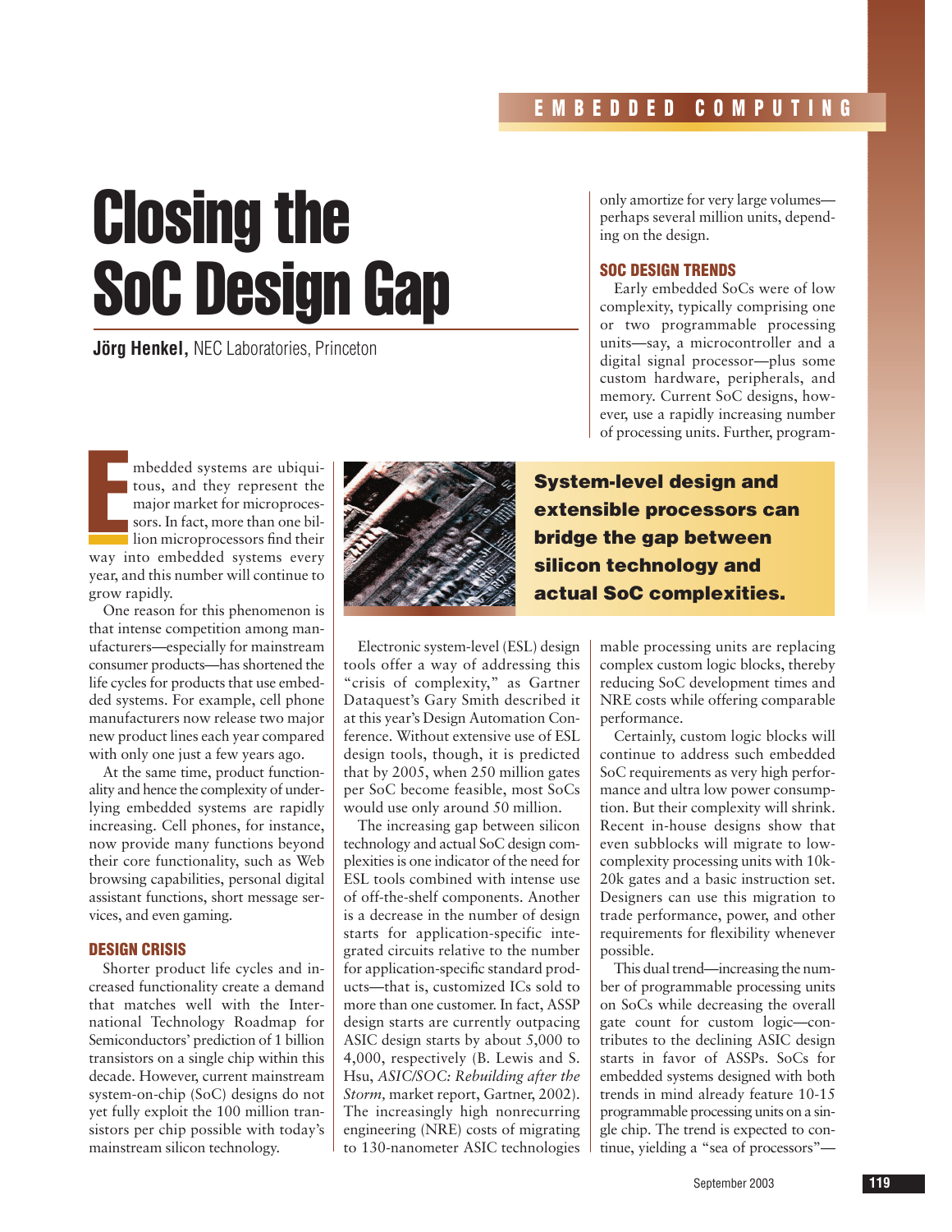# Closing the SoC Design Gap

**Jörg Henkel,** NEC Laboratories, Princeton

**System-level design and extensible processors can bridge the gap between silicon technology and actual SoC complexities.**

Embedded systems are ubiquitous, and they represent the major market for microprocessors. In fact, more than one billion microprocessors find their way into embedded systems every year, and this number will continue to grow rapidly.

One reason for this phenomenon is that intense competition among manufacturers—especially for mainstream consumer products—has shortened the life cycles for products that use embedded systems. For example, cell phone manufacturers now release two major new product lines each year compared with only one just a few years ago.

At the same time, product functionality and hence the complexity of underlying embedded systems are rapidly increasing. Cell phones, for instance, now provide many functions beyond their core functionality, such as Web browsing capabilities, personal digital assistant functions, short message services, and even gaming.

## DESIGN CRISIS

Shorter product life cycles and increased functionality create a demand that matches well with the International Technology Roadmap for Semiconductors' prediction of 1 billion transistors on a single chip within this decade. However, current mainstream system-on-chip (SoC) designs do not yet fully exploit the 100 million transistors per chip possible with today's mainstream silicon technology.

Electronic system-level (ESL) design tools offer a way of addressing this "crisis of complexity," as Gartner Dataquest's Gary Smith described it at this year's Design Automation Conference. Without extensive use of ESL design tools, though, it is predicted that by 2005, when 250 million gates per SoC become feasible, most SoCs would use only around 50 million.

The increasing gap between silicon technology and actual SoC design complexities is one indicator of the need for ESL tools combined with intense use of off-the-shelf components. Another is a decrease in the number of design starts for application-specific integrated circuits relative to the number for application-specific standard products—that is, customized ICs sold to more than one customer. In fact, ASSP design starts are currently outpacing ASIC design starts by about 5,000 to 4,000, respectively (B. Lewis and S. Hsu, *ASIC/SOC: Rebuilding after the Storm,* market report, Gartner, 2002). The increasingly high nonrecurring engineering (NRE) costs of migrating to 130-nanometer ASIC technologies only amortize for very large volumes—perhaps several million units, depending on the design.

## SOC DESIGN TRENDS

Early embedded SoCs were of low complexity, typically comprising one or two programmable processing units—say, a microcontroller and a digital signal processor—plus some custom hardware, peripherals, and memory. Current SoC designs, however, use a rapidly increasing number of processing units. Further, programmable processing units are replacing complex custom logic blocks, thereby reducing SoC development times and NRE costs while offering comparable performance.

Certainly, custom logic blocks will continue to address such embedded SoC requirements as very high performance and ultra low power consumption. But their complexity will shrink. Recent in-house designs show that even subblocks will migrate to low-complexity processing units with 10k-20k gates and a basic instruction set. Designers can use this migration to trade performance, power, and other requirements for flexibility whenever possible.

This dual trend—increasing the number of programmable processing units on SoCs while decreasing the overall gate count for custom logic—contributes to the declining ASIC design starts in favor of ASSPs. SoCs for embedded systems designed with both trends in mind already feature 10-15 programmable processing units on a single chip. The trend is expected to continue, yielding a "sea of processors"—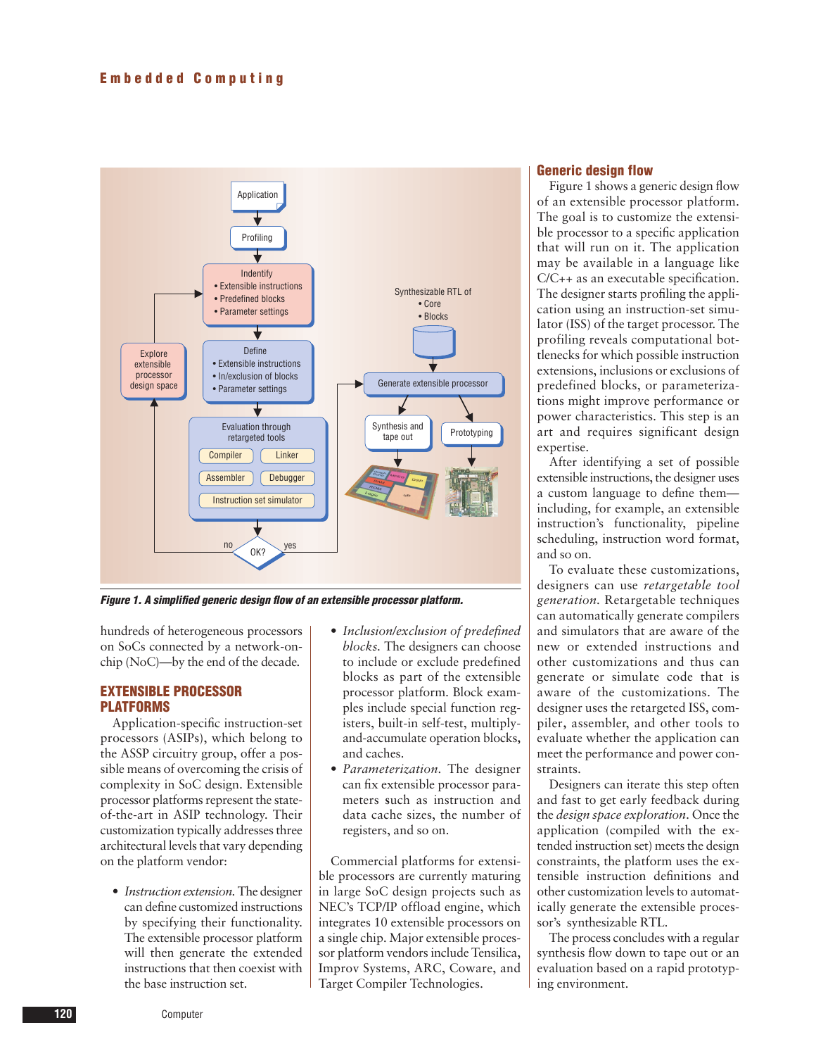Figure 1. A simplified generic design flow of an extensible processor platform.

hundreds of heterogeneous processors on SoCs connected by a network-on-chip (NoC)—by the end of the decade.

## EXTENSIBLE PROCESSOR PLATFORMS

Application-specific instruction-set processors (ASIPs), which belong to the ASSP circuitry group, offer a possible means of overcoming the crisis of complexity in SoC design. Extensible processor platforms represent the state-of-the-art in ASIP technology. Their customization typically addresses three architectural levels that vary depending on the platform vendor:

- *Instruction extension.* The designer can define customized instructions by specifying their functionality. The extensible processor platform will then generate the extended instructions that then coexist with the base instruction set.
- *Inclusion/exclusion of predefined blocks.* The designers can choose to include or exclude predefined blocks as part of the extensible processor platform. Block examples include special function registers, built-in self-test, multiply-and-accumulate operation blocks, and caches.
- *Parameterization.* The designer can fix extensible processor parameters such as instruction and data cache sizes, the number of registers, and so on.

Commercial platforms for extensible processors are currently maturing in large SoC design projects such as NEC's TCP/IP offload engine, which integrates 10 extensible processors on a single chip. Major extensible processor platform vendors include Tensilica, Improv Systems, ARC, Coware, and Target Compiler Technologies.

### Generic design flow

Figure 1 shows a generic design flow of an extensible processor platform. The goal is to customize the extensible processor to a specific application that will run on it. The application may be available in a language like C/C++ as an executable specification. The designer starts profiling the application using an instruction-set simulator (ISS) of the target processor. The profiling reveals computational bottlenecks for which possible instruction extensions, inclusions or exclusions of predefined blocks, or parameterizations might improve performance or power characteristics. This step is an art and requires significant design expertise.

After identifying a set of possible extensible instructions, the designer uses a custom language to define them—including, for example, an extensible instruction's functionality, pipeline scheduling, instruction word format, and so on.

To evaluate these customizations, designers can use *retargetable tool generation.* Retargetable techniques can automatically generate compilers and simulators that are aware of the new or extended instructions and other customizations and thus can generate or simulate code that is aware of the customizations. The designer uses the retargeted ISS, compiler, assembler, and other tools to evaluate whether the application can meet the performance and power constraints.

Designers can iterate this step often and fast to get early feedback during the *design space exploration.* Once the application (compiled with the extended instruction set) meets the design constraints, the platform uses the extensible instruction definitions and other customization levels to automatically generate the extensible processor's synthesizable RTL.

The process concludes with a regular synthesis flow down to tape out or an evaluation based on a rapid prototyping environment.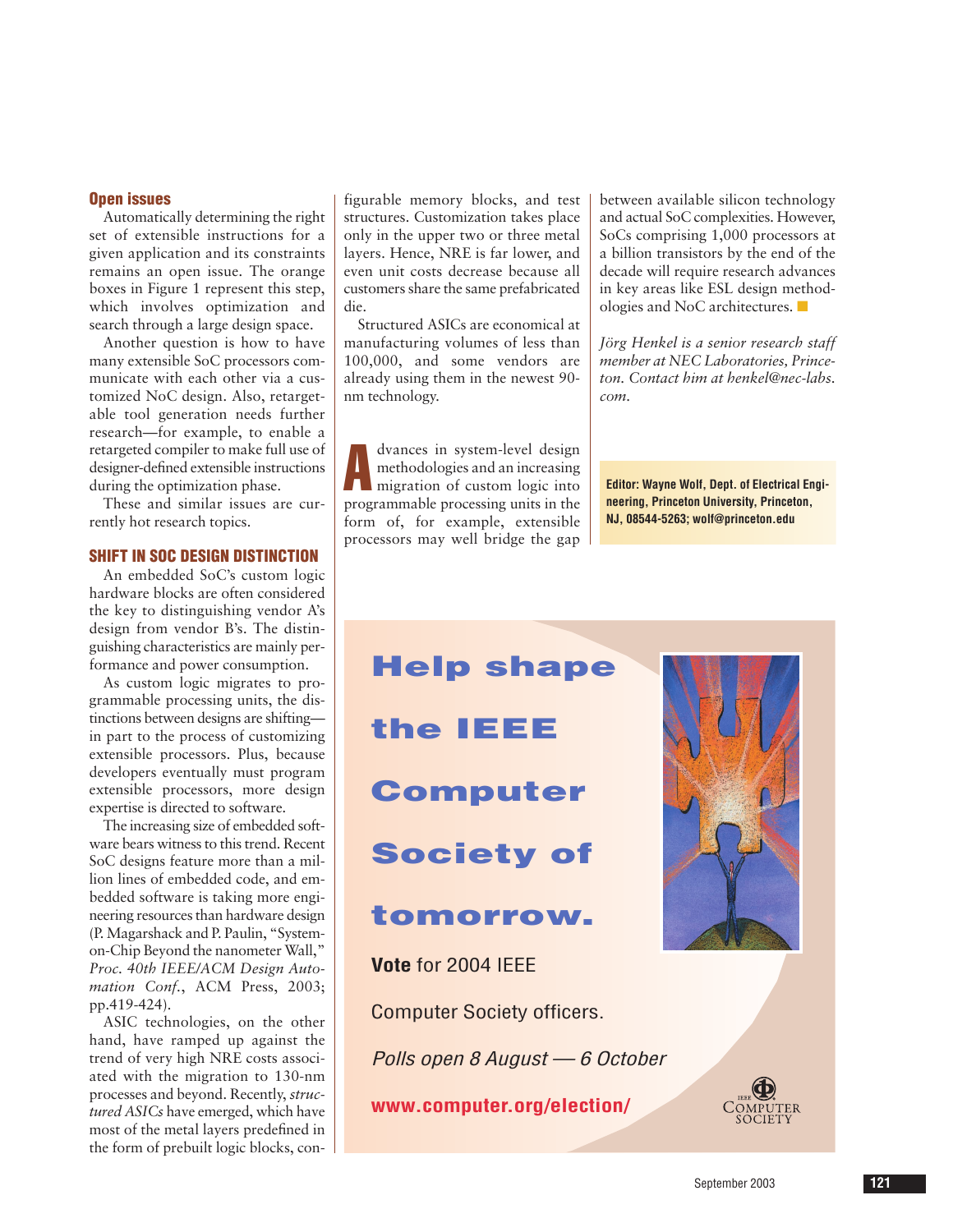## Open issues

Automatically determining the right set of extensible instructions for a given application and its constraints remains an open issue. The orange boxes in Figure 1 represent this step, which involves optimization and search through a large design space.

Another question is how to have many extensible SoC processors communicate with each other via a customized NoC design. Also, retargetable tool generation needs further research—for example, to enable a retargeted compiler to make full use of designer-defined extensible instructions during the optimization phase.

These and similar issues are currently hot research topics.

## SHIFT IN SOC DESIGN DISTINCTION

An embedded SoC's custom logic hardware blocks are often considered the key to distinguishing vendor A's design from vendor B's. The distinguishing characteristics are mainly performance and power consumption.

As custom logic migrates to programmable processing units, the distinctions between designs are shifting—in part to the process of customizing extensible processors. Plus, because developers eventually must program extensible processors, more design expertise is directed to software.

The increasing size of embedded software bears witness to this trend. Recent SoC designs feature more than a million lines of embedded code, and embedded software is taking more engineering resources than hardware design (P. Magarshack and P. Paulin, "System-on-Chip Beyond the nanometer Wall," *Proc. 40th IEEE/ACM Design Automation Conf.*, ACM Press, 2003; pp.419-424).

ASIC technologies, on the other hand, have ramped up against the trend of very high NRE costs associated with the migration to 130-nm processes and beyond. Recently, *structured ASICs* have emerged, which have most of the metal layers predefined in the form of prebuilt logic blocks, configurable memory blocks, and test structures. Customization takes place only in the upper two or three metal layers. Hence, NRE is far lower, and even unit costs decrease because all customers share the same prefabricated die.

Structured ASICs are economical at manufacturing volumes of less than 100,000, and some vendors are already using them in the newest 90-nm technology.

Advances in system-level design methodologies and an increasing migration of custom logic into programmable processing units in the form of, for example, extensible processors may well bridge the gap between available silicon technology and actual SoC complexities. However, SoCs comprising 1,000 processors at a billion transistors by the end of the decade will require research advances in key areas like ESL design methodologies and NoC architectures. ■

*Jörg Henkel is a senior research staff member at NEC Laboratories, Princeton. Contact him at henkel@nec-labs.com.*

**Editor: Wayne Wolf, Dept. of Electrical Engineering, Princeton University, Princeton, NJ, 08544-5263; wolf@princeton.edu**

**Help shape the IEEE Computer Society of tomorrow.**

**Vote** for 2004 IEEE Computer Society officers.

*Polls open 8 August — 6 October*

**www.computer.org/election/**

IEEE Computer Society